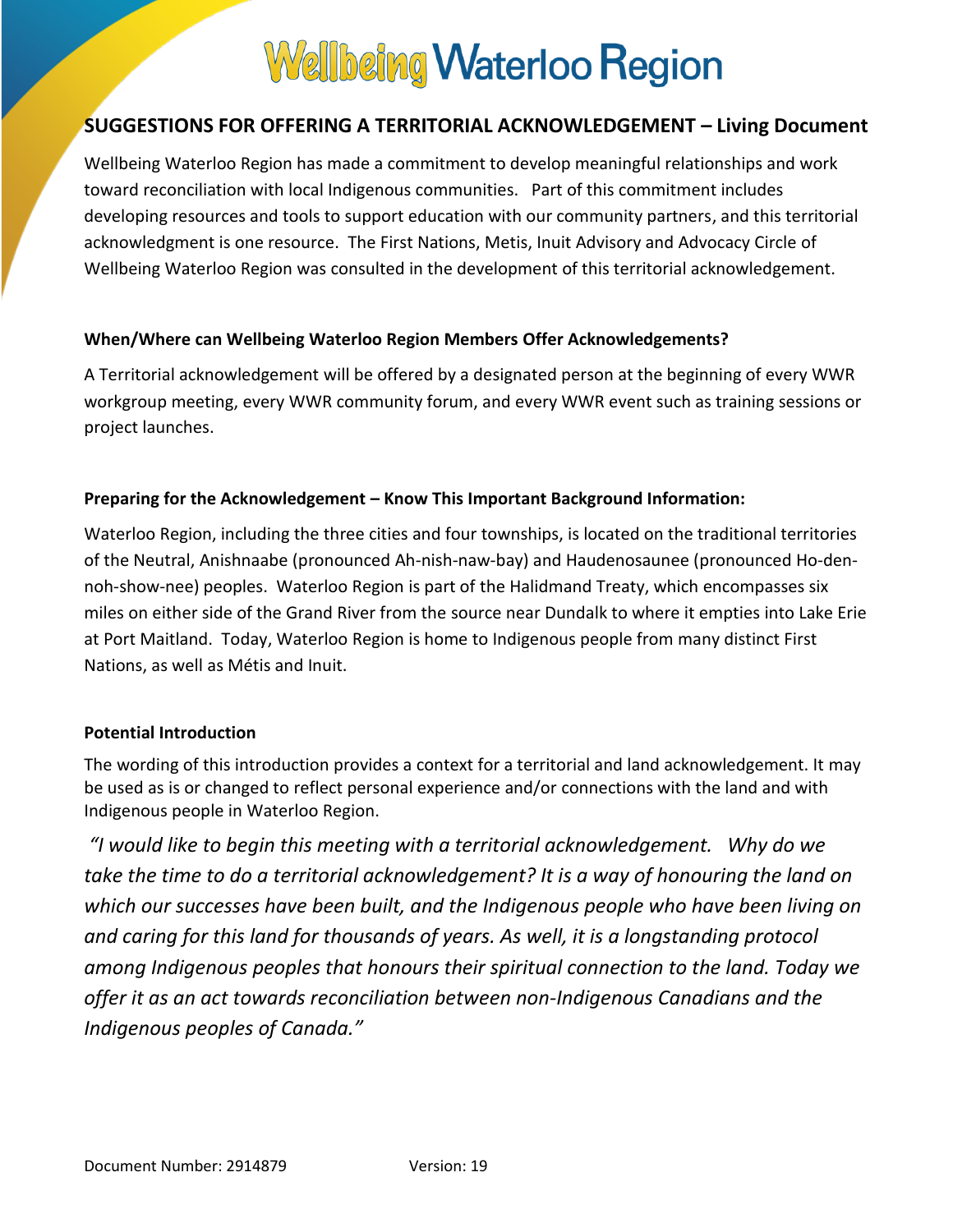# Wellbeing Waterloo Region

## SUGGESTIONS FOR OFFERING A TERRITORIAL ACKNOWLEDGEMENT – Living Document

Wellbeing Waterloo Region has made a commitment to develop meaningful relationships and work toward reconciliation with local Indigenous communities. Part of this commitment includes developing resources and tools to support education with our community partners, and this territorial acknowledgment is one resource. The First Nations, Metis, Inuit Advisory and Advocacy Circle of Wellbeing Waterloo Region was consulted in the development of this territorial acknowledgement.

### When/Where can Wellbeing Waterloo Region Members Offer Acknowledgements?

A Territorial acknowledgement will be offered by a designated person at the beginning of every WWR workgroup meeting, every WWR community forum, and every WWR event such as training sessions or project launches.

### Preparing for the Acknowledgement – Know This Important Background Information:

Waterloo Region, including the three cities and four townships, is located on the traditional territories of the Neutral, Anishnaabe (pronounced Ah-nish-naw-bay) and Haudenosaunee (pronounced Ho-den-noh-show-nee) peoples. Waterloo Region is part of the Halidmand Treaty, which encompasses six miles on either side of the Grand River from the source near Dundalk to where it empties into Lake Erie at Port Maitland. Today, Waterloo Region is home to Indigenous people from many distinct First Nations, as well as Métis and Inuit.

### Potential Introduction

The wording of this introduction provides a context for a territorial and land acknowledgement. It may be used as is or changed to reflect personal experience and/or connections with the land and with Indigenous people in Waterloo Region.

*"I would like to begin this meeting with a territorial acknowledgement. Why do we take the time to do a territorial acknowledgement? It is a way of honouring the land on which our successes have been built, and the Indigenous people who have been living on and caring for this land for thousands of years. As well, it is a longstanding protocol among Indigenous peoples that honours their spiritual connection to the land. Today we offer it as an act towards reconciliation between non-Indigenous Canadians and the Indigenous peoples of Canada."*

Document Number: 2914879 Version: 19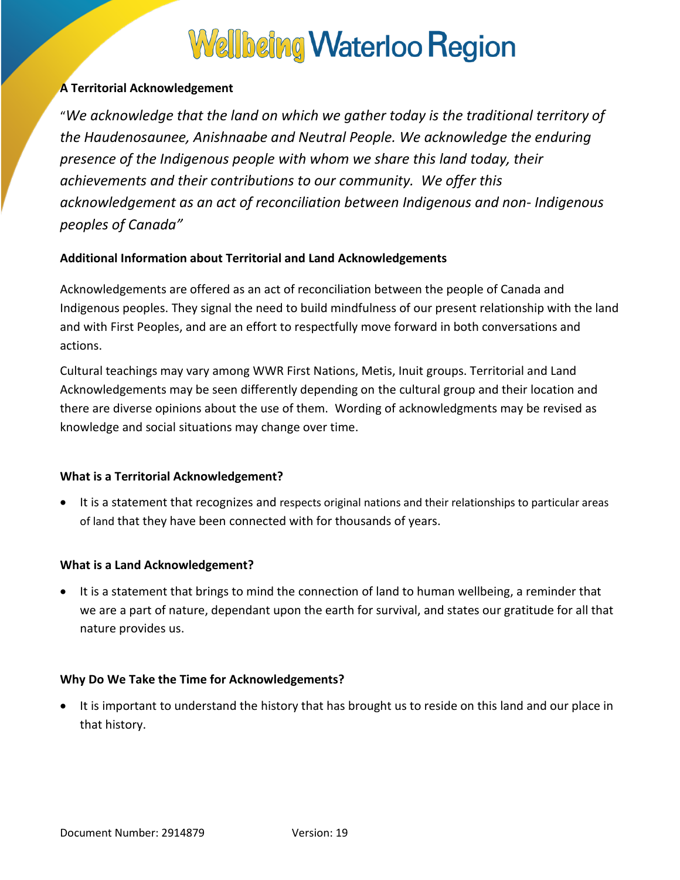**A Territorial Acknowledgement**

"*We acknowledge that the land on which we gather today is the traditional territory of the Haudenosaunee, Anishnaabe and Neutral People. We acknowledge the enduring presence of the Indigenous people with whom we share this land today, their achievements and their contributions to our community. We offer this acknowledgement as an act of reconciliation between Indigenous and non- Indigenous peoples of Canada"*

**Additional Information about Territorial and Land Acknowledgements**

Acknowledgements are offered as an act of reconciliation between the people of Canada and Indigenous peoples. They signal the need to build mindfulness of our present relationship with the land and with First Peoples, and are an effort to respectfully move forward in both conversations and actions.

Cultural teachings may vary among WWR First Nations, Metis, Inuit groups. Territorial and Land Acknowledgements may be seen differently depending on the cultural group and their location and there are diverse opinions about the use of them. Wording of acknowledgments may be revised as knowledge and social situations may change over time.

**What is a Territorial Acknowledgement?**

- It is a statement that recognizes and respects original nations and their relationships to particular areas of land that they have been connected with for thousands of years.

**What is a Land Acknowledgement?**

- It is a statement that brings to mind the connection of land to human wellbeing, a reminder that we are a part of nature, dependant upon the earth for survival, and states our gratitude for all that nature provides us.

**Why Do We Take the Time for Acknowledgements?**

- It is important to understand the history that has brought us to reside on this land and our place in that history.

Document Number: 2914879 Version: 19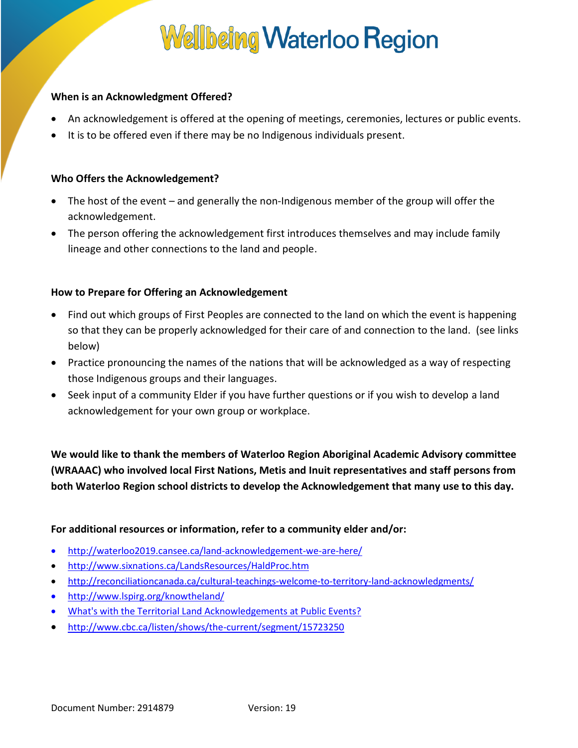**When is an Acknowledgment Offered?**

- An acknowledgement is offered at the opening of meetings, ceremonies, lectures or public events.
- It is to be offered even if there may be no Indigenous individuals present.

**Who Offers the Acknowledgement?**

- The host of the event – and generally the non-Indigenous member of the group will offer the acknowledgement.
- The person offering the acknowledgement first introduces themselves and may include family lineage and other connections to the land and people.

**How to Prepare for Offering an Acknowledgement**

- Find out which groups of First Peoples are connected to the land on which the event is happening so that they can be properly acknowledged for their care of and connection to the land. (see links below)
- Practice pronouncing the names of the nations that will be acknowledged as a way of respecting those Indigenous groups and their languages.
- Seek input of a community Elder if you have further questions or if you wish to develop a land acknowledgement for your own group or workplace.

**We would like to thank the members of Waterloo Region Aboriginal Academic Advisory committee (WRAAAC) who involved local First Nations, Metis and Inuit representatives and staff persons from both Waterloo Region school districts to develop the Acknowledgement that many use to this day.**

**For additional resources or information, refer to a community elder and/or:**

- http://waterloo2019.cansee.ca/land-acknowledgement-we-are-here/
- http://www.sixnations.ca/LandsResources/HaldProc.htm
- http://reconciliationcanada.ca/cultural-teachings-welcome-to-territory-land-acknowledgments/
- http://www.lspirg.org/knowtheland/
- What's with the Territorial Land Acknowledgements at Public Events?
- http://www.cbc.ca/listen/shows/the-current/segment/15723250

Document Number: 2914879 Version: 19